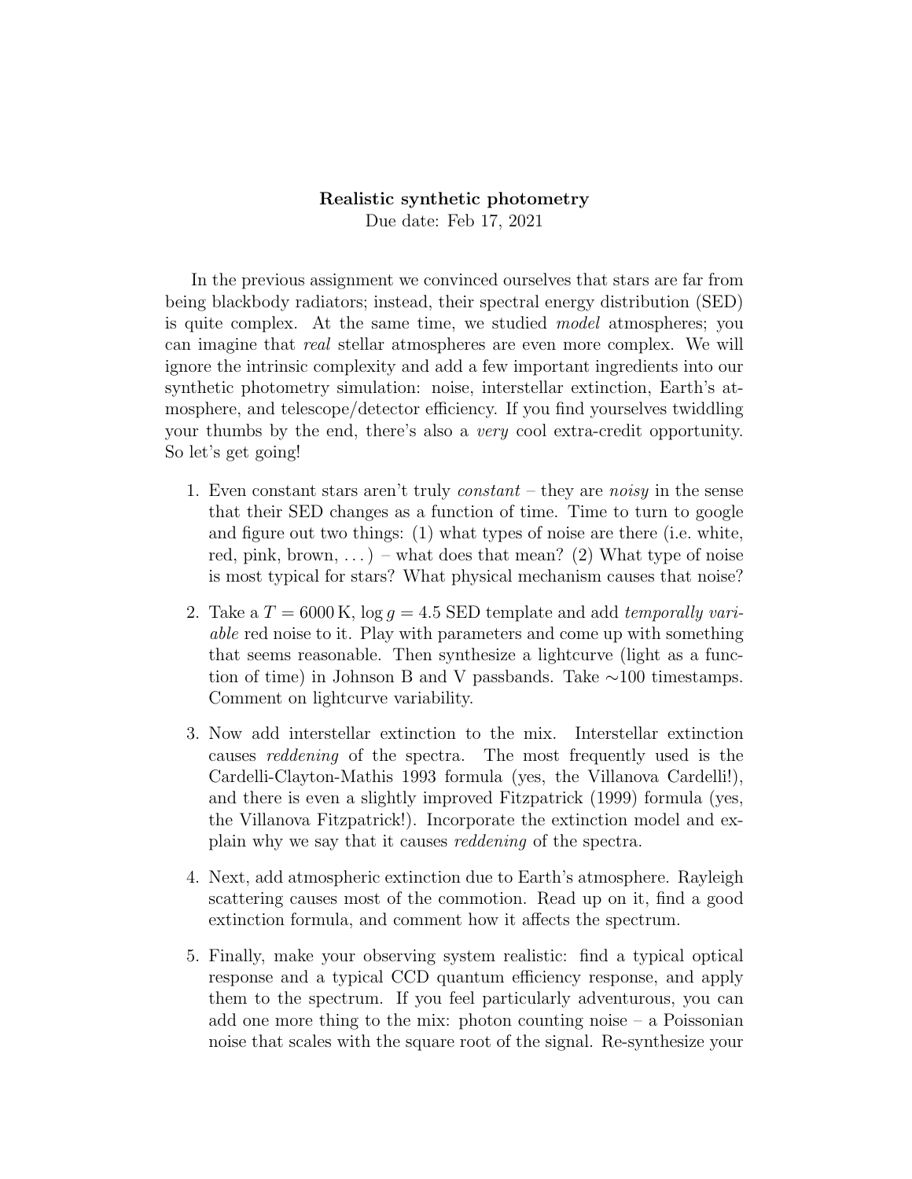**Realistic synthetic photometry**

Due date: Feb 17, 2021

In the previous assignment we convinced ourselves that stars are far from being blackbody radiators; instead, their spectral energy distribution (SED) is quite complex. At the same time, we studied *model* atmospheres; you can imagine that *real* stellar atmospheres are even more complex. We will ignore the intrinsic complexity and add a few important ingredients into our synthetic photometry simulation: noise, interstellar extinction, Earth's atmosphere, and telescope/detector efficiency. If you find yourselves twiddling your thumbs by the end, there's also a *very* cool extra-credit opportunity. So let's get going!

1. Even constant stars aren't truly *constant* – they are *noisy* in the sense that their SED changes as a function of time. Time to turn to google and figure out two things: (1) what types of noise are there (i.e. white, red, pink, brown, . . . ) – what does that mean? (2) What type of noise is most typical for stars? What physical mechanism causes that noise?

2. Take a $T = 6000\,\mathrm{K}$, $\log g = 4.5$ SED template and add *temporally variable* red noise to it. Play with parameters and come up with something that seems reasonable. Then synthesize a lightcurve (light as a function of time) in Johnson B and V passbands. Take $\sim$100 timestamps. Comment on lightcurve variability.

3. Now add interstellar extinction to the mix. Interstellar extinction causes *reddening* of the spectra. The most frequently used is the Cardelli-Clayton-Mathis 1993 formula (yes, the Villanova Cardelli!), and there is even a slightly improved Fitzpatrick (1999) formula (yes, the Villanova Fitzpatrick!). Incorporate the extinction model and explain why we say that it causes *reddening* of the spectra.

4. Next, add atmospheric extinction due to Earth's atmosphere. Rayleigh scattering causes most of the commotion. Read up on it, find a good extinction formula, and comment how it affects the spectrum.

5. Finally, make your observing system realistic: find a typical optical response and a typical CCD quantum efficiency response, and apply them to the spectrum. If you feel particularly adventurous, you can add one more thing to the mix: photon counting noise – a Poissonian noise that scales with the square root of the signal. Re-synthesize your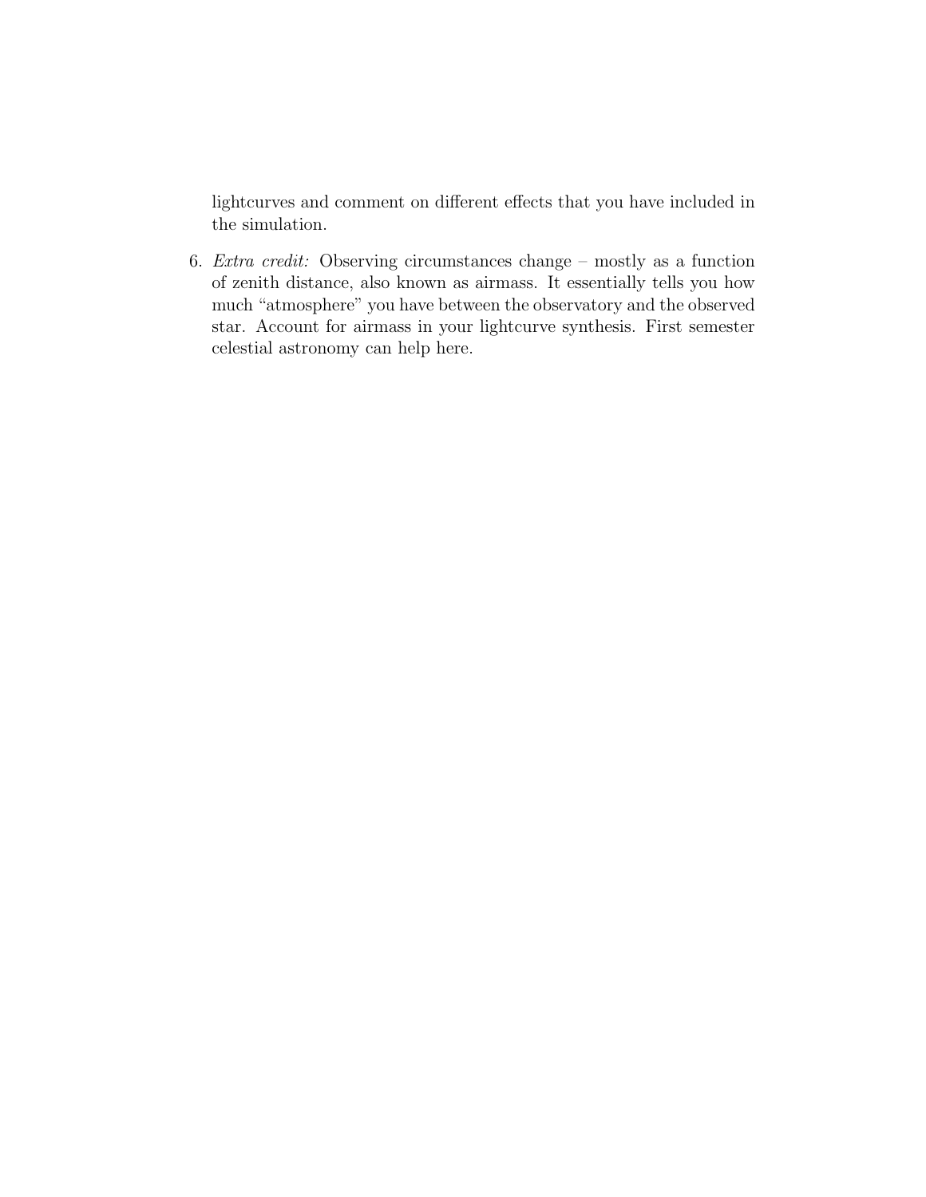lightcurves and comment on different effects that you have included in the simulation.

6. *Extra credit:* Observing circumstances change – mostly as a function of zenith distance, also known as airmass. It essentially tells you how much "atmosphere" you have between the observatory and the observed star. Account for airmass in your lightcurve synthesis. First semester celestial astronomy can help here.